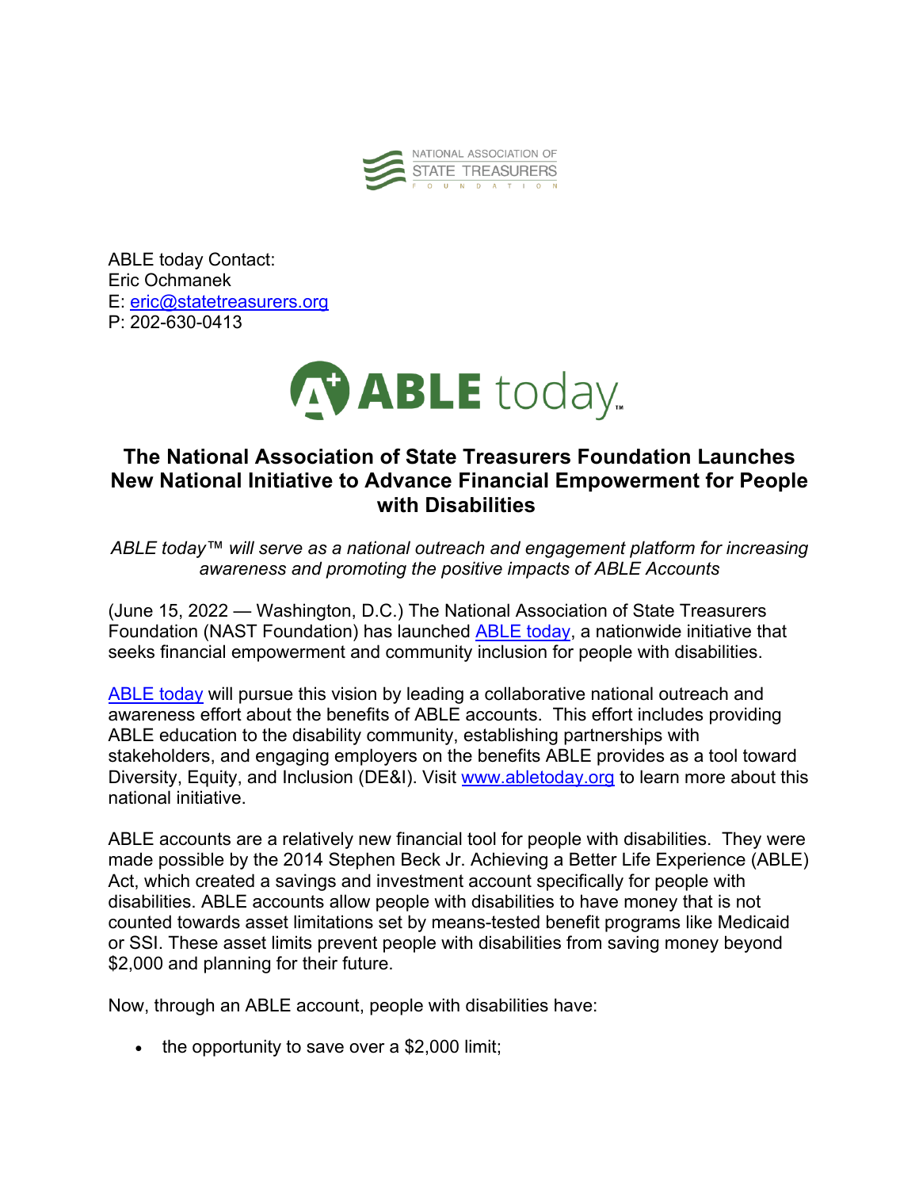NATIONAL ASSOCIATION OF STATE TREASURERS FOUNDATION

ABLE today Contact:
Eric Ochmanek
E: eric@statetreasurers.org
P: 202-630-0413

ABLE today™

# The National Association of State Treasurers Foundation Launches New National Initiative to Advance Financial Empowerment for People with Disabilities

*ABLE today™ will serve as a national outreach and engagement platform for increasing awareness and promoting the positive impacts of ABLE Accounts*

(June 15, 2022 — Washington, D.C.) The National Association of State Treasurers Foundation (NAST Foundation) has launched ABLE today, a nationwide initiative that seeks financial empowerment and community inclusion for people with disabilities.

ABLE today will pursue this vision by leading a collaborative national outreach and awareness effort about the benefits of ABLE accounts. This effort includes providing ABLE education to the disability community, establishing partnerships with stakeholders, and engaging employers on the benefits ABLE provides as a tool toward Diversity, Equity, and Inclusion (DE&I). Visit www.abletoday.org to learn more about this national initiative.

ABLE accounts are a relatively new financial tool for people with disabilities. They were made possible by the 2014 Stephen Beck Jr. Achieving a Better Life Experience (ABLE) Act, which created a savings and investment account specifically for people with disabilities. ABLE accounts allow people with disabilities to have money that is not counted towards asset limitations set by means-tested benefit programs like Medicaid or SSI. These asset limits prevent people with disabilities from saving money beyond $2,000 and planning for their future.

Now, through an ABLE account, people with disabilities have:

- the opportunity to save over a $2,000 limit;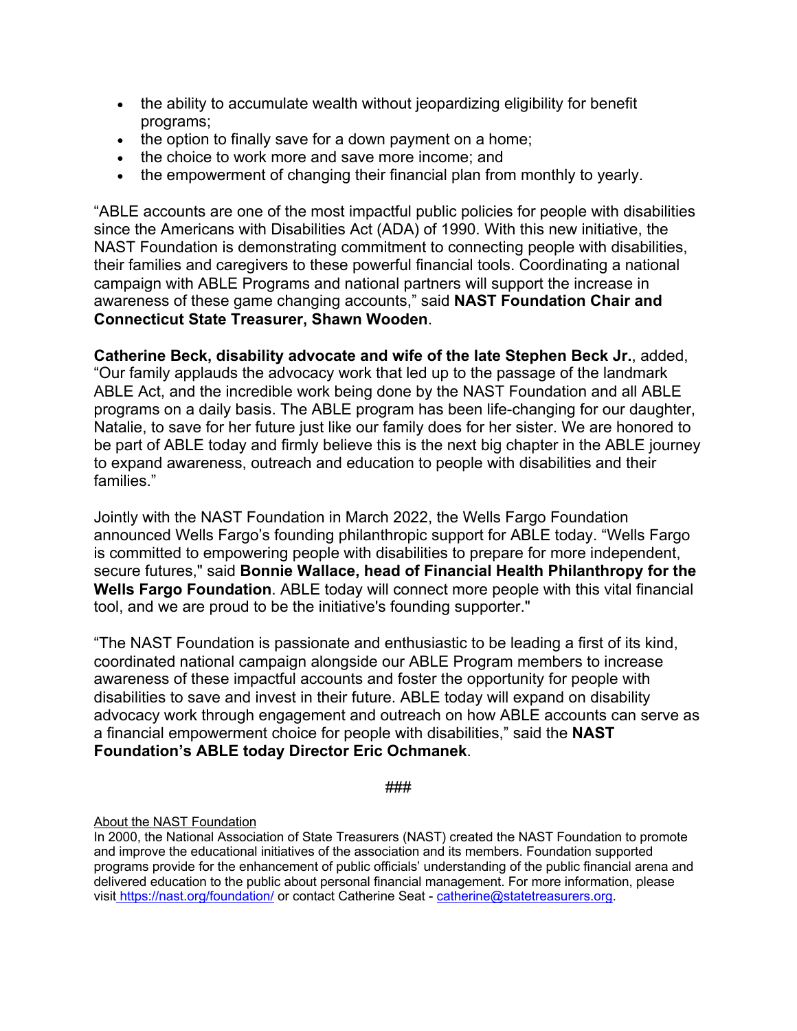- the ability to accumulate wealth without jeopardizing eligibility for benefit programs;
- the option to finally save for a down payment on a home;
- the choice to work more and save more income; and
- the empowerment of changing their financial plan from monthly to yearly.

"ABLE accounts are one of the most impactful public policies for people with disabilities since the Americans with Disabilities Act (ADA) of 1990. With this new initiative, the NAST Foundation is demonstrating commitment to connecting people with disabilities, their families and caregivers to these powerful financial tools. Coordinating a national campaign with ABLE Programs and national partners will support the increase in awareness of these game changing accounts," said **NAST Foundation Chair and Connecticut State Treasurer, Shawn Wooden**.

**Catherine Beck, disability advocate and wife of the late Stephen Beck Jr.**, added, "Our family applauds the advocacy work that led up to the passage of the landmark ABLE Act, and the incredible work being done by the NAST Foundation and all ABLE programs on a daily basis. The ABLE program has been life-changing for our daughter, Natalie, to save for her future just like our family does for her sister. We are honored to be part of ABLE today and firmly believe this is the next big chapter in the ABLE journey to expand awareness, outreach and education to people with disabilities and their families."

Jointly with the NAST Foundation in March 2022, the Wells Fargo Foundation announced Wells Fargo's founding philanthropic support for ABLE today. "Wells Fargo is committed to empowering people with disabilities to prepare for more independent, secure futures," said **Bonnie Wallace, head of Financial Health Philanthropy for the Wells Fargo Foundation**. ABLE today will connect more people with this vital financial tool, and we are proud to be the initiative's founding supporter."

"The NAST Foundation is passionate and enthusiastic to be leading a first of its kind, coordinated national campaign alongside our ABLE Program members to increase awareness of these impactful accounts and foster the opportunity for people with disabilities to save and invest in their future. ABLE today will expand on disability advocacy work through engagement and outreach on how ABLE accounts can serve as a financial empowerment choice for people with disabilities," said the **NAST Foundation's ABLE today Director Eric Ochmanek**.

###

About the NAST Foundation

In 2000, the National Association of State Treasurers (NAST) created the NAST Foundation to promote and improve the educational initiatives of the association and its members. Foundation supported programs provide for the enhancement of public officials' understanding of the public financial arena and delivered education to the public about personal financial management. For more information, please visit https://nast.org/foundation/ or contact Catherine Seat - catherine@statetreasurers.org.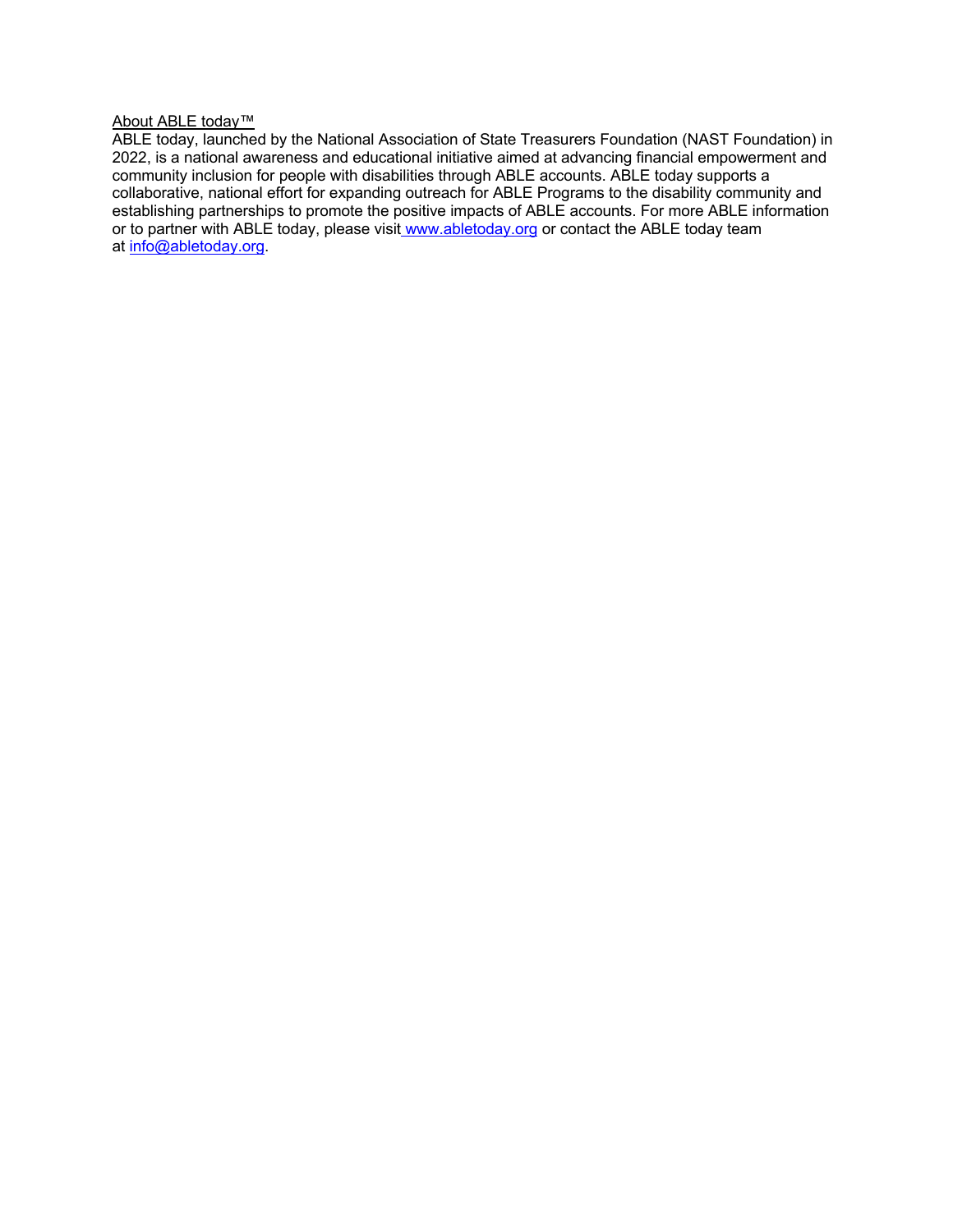About ABLE today™

ABLE today, launched by the National Association of State Treasurers Foundation (NAST Foundation) in 2022, is a national awareness and educational initiative aimed at advancing financial empowerment and community inclusion for people with disabilities through ABLE accounts. ABLE today supports a collaborative, national effort for expanding outreach for ABLE Programs to the disability community and establishing partnerships to promote the positive impacts of ABLE accounts. For more ABLE information or to partner with ABLE today, please visit [www.abletoday.org](http://www.abletoday.org) or contact the ABLE today team at [info@abletoday.org](mailto:info@abletoday.org).